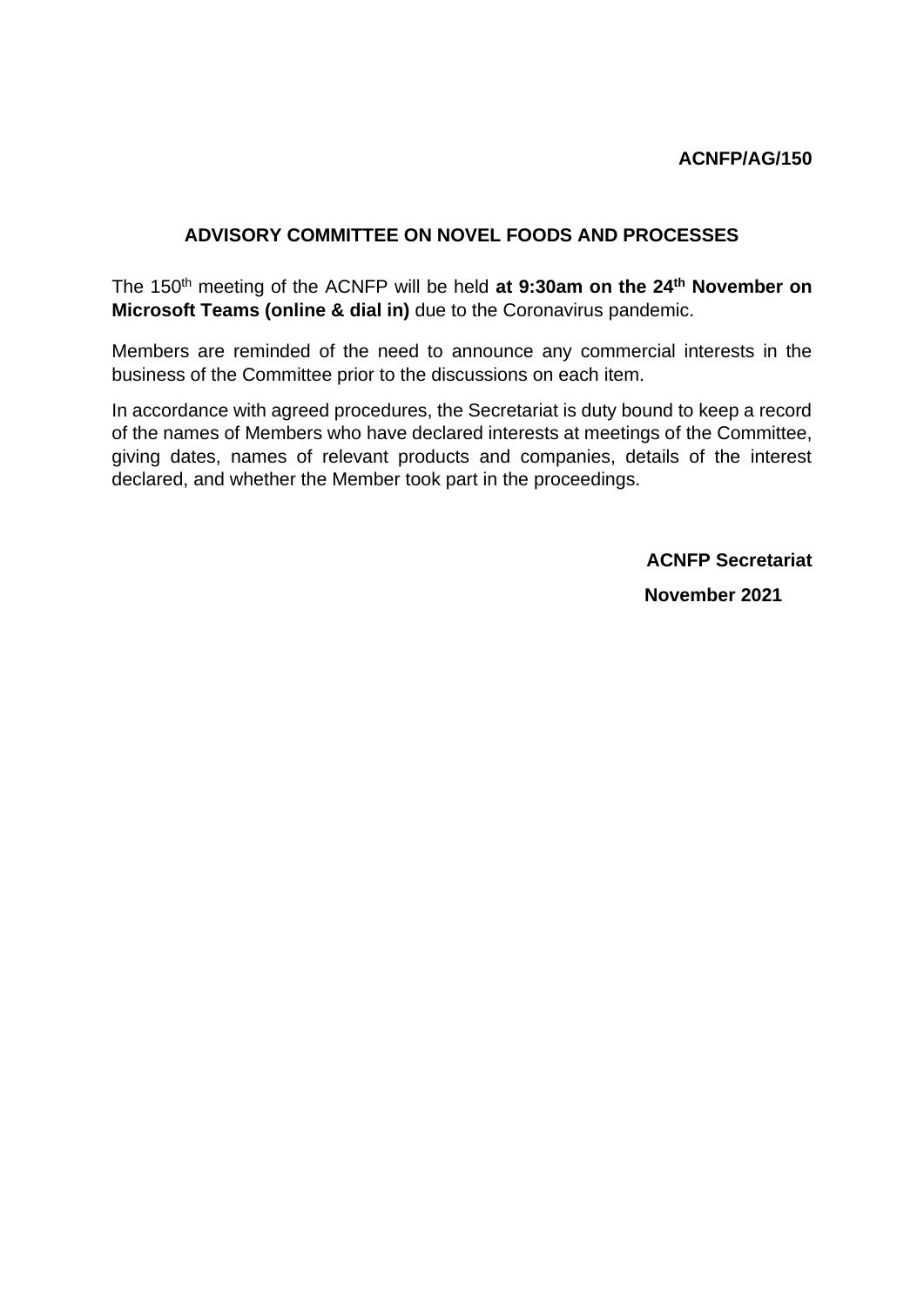**ACNFP/AG/150**

## ADVISORY COMMITTEE ON NOVEL FOODS AND PROCESSES

The 150th meeting of the ACNFP will be held **at 9:30am on the 24th November on Microsoft Teams (online & dial in)** due to the Coronavirus pandemic.

Members are reminded of the need to announce any commercial interests in the business of the Committee prior to the discussions on each item.

In accordance with agreed procedures, the Secretariat is duty bound to keep a record of the names of Members who have declared interests at meetings of the Committee, giving dates, names of relevant products and companies, details of the interest declared, and whether the Member took part in the proceedings.

**ACNFP Secretariat**

**November 2021**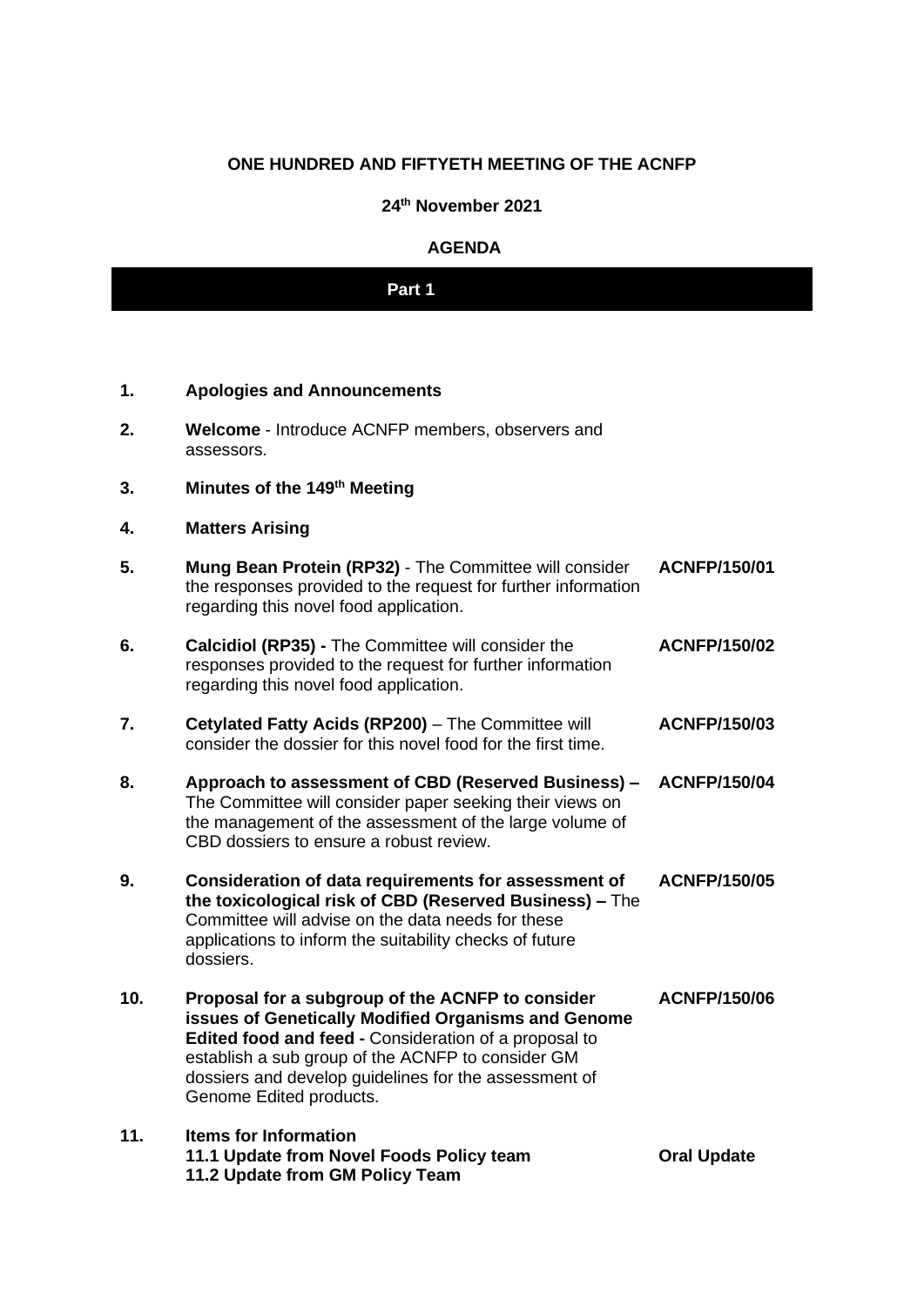**ONE HUNDRED AND FIFTYETH MEETING OF THE ACNFP**

**24th November 2021**

**AGENDA**

## Part 1

| | | |
|---|---|---|
| **1.** | **Apologies and Announcements** | |
| **2.** | **Welcome** - Introduce ACNFP members, observers and assessors. | |
| **3.** | **Minutes of the 149th Meeting** | |
| **4.** | **Matters Arising** | |
| **5.** | **Mung Bean Protein (RP32)** - The Committee will consider the responses provided to the request for further information regarding this novel food application. | **ACNFP/150/01** |
| **6.** | **Calcidiol (RP35) -** The Committee will consider the responses provided to the request for further information regarding this novel food application. | **ACNFP/150/02** |
| **7.** | **Cetylated Fatty Acids (RP200)** – The Committee will consider the dossier for this novel food for the first time. | **ACNFP/150/03** |
| **8.** | **Approach to assessment of CBD (Reserved Business) –** The Committee will consider paper seeking their views on the management of the assessment of the large volume of CBD dossiers to ensure a robust review. | **ACNFP/150/04** |
| **9.** | **Consideration of data requirements for assessment of the toxicological risk of CBD (Reserved Business) –** The Committee will advise on the data needs for these applications to inform the suitability checks of future dossiers. | **ACNFP/150/05** |
| **10.** | **Proposal for a subgroup of the ACNFP to consider issues of Genetically Modified Organisms and Genome Edited food and feed -** Consideration of a proposal to establish a sub group of the ACNFP to consider GM dossiers and develop guidelines for the assessment of Genome Edited products. | **ACNFP/150/06** |
| **11.** | **Items for Information**<br>**11.1 Update from Novel Foods Policy team**<br>**11.2 Update from GM Policy Team** | **Oral Update** |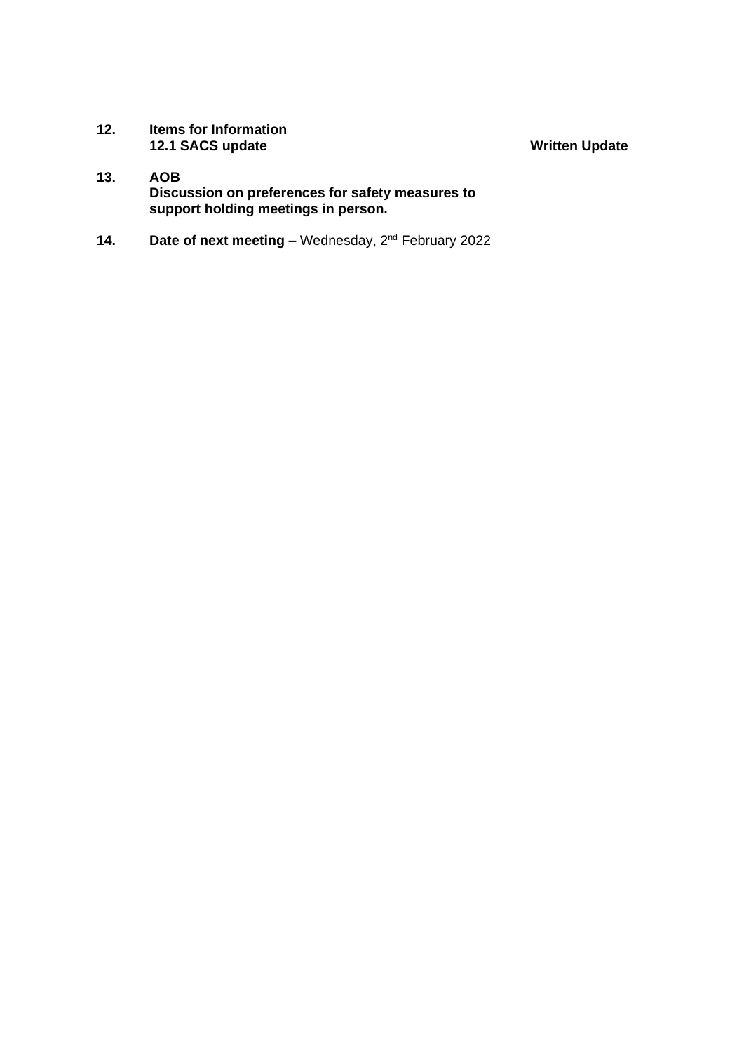**12.** **Items for Information**
**12.1 SACS update** **Written Update**

**13.** **AOB**
**Discussion on preferences for safety measures to support holding meetings in person.**

**14.** **Date of next meeting –** Wednesday, 2nd February 2022